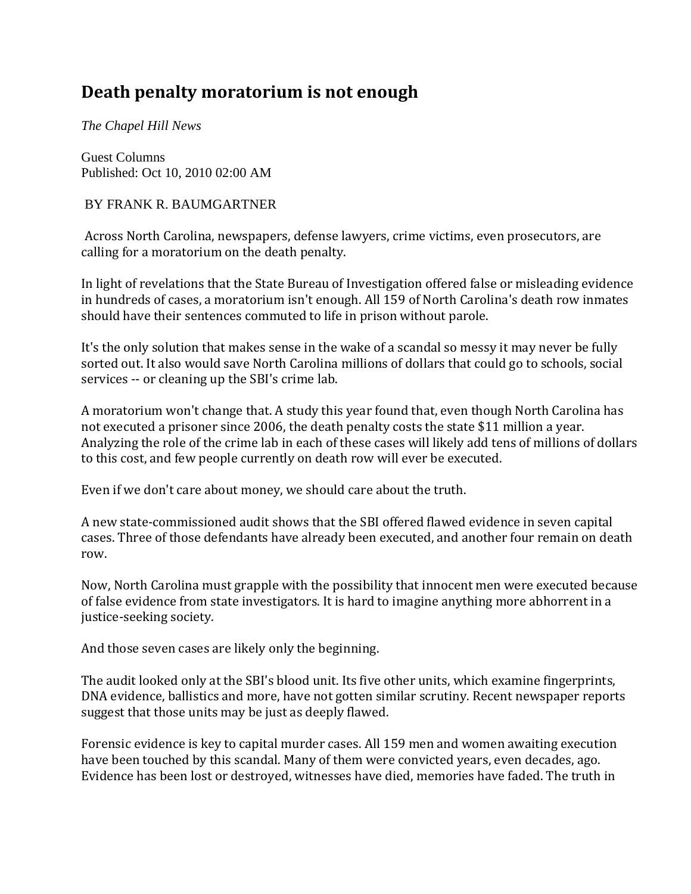# Death penalty moratorium is not enough

*The Chapel Hill News*

Guest Columns
Published: Oct 10, 2010 02:00 AM

BY FRANK R. BAUMGARTNER

Across North Carolina, newspapers, defense lawyers, crime victims, even prosecutors, are calling for a moratorium on the death penalty.

In light of revelations that the State Bureau of Investigation offered false or misleading evidence in hundreds of cases, a moratorium isn't enough. All 159 of North Carolina's death row inmates should have their sentences commuted to life in prison without parole.

It's the only solution that makes sense in the wake of a scandal so messy it may never be fully sorted out. It also would save North Carolina millions of dollars that could go to schools, social services -- or cleaning up the SBI's crime lab.

A moratorium won't change that. A study this year found that, even though North Carolina has not executed a prisoner since 2006, the death penalty costs the state $11 million a year. Analyzing the role of the crime lab in each of these cases will likely add tens of millions of dollars to this cost, and few people currently on death row will ever be executed.

Even if we don't care about money, we should care about the truth.

A new state-commissioned audit shows that the SBI offered flawed evidence in seven capital cases. Three of those defendants have already been executed, and another four remain on death row.

Now, North Carolina must grapple with the possibility that innocent men were executed because of false evidence from state investigators. It is hard to imagine anything more abhorrent in a justice-seeking society.

And those seven cases are likely only the beginning.

The audit looked only at the SBI's blood unit. Its five other units, which examine fingerprints, DNA evidence, ballistics and more, have not gotten similar scrutiny. Recent newspaper reports suggest that those units may be just as deeply flawed.

Forensic evidence is key to capital murder cases. All 159 men and women awaiting execution have been touched by this scandal. Many of them were convicted years, even decades, ago. Evidence has been lost or destroyed, witnesses have died, memories have faded. The truth in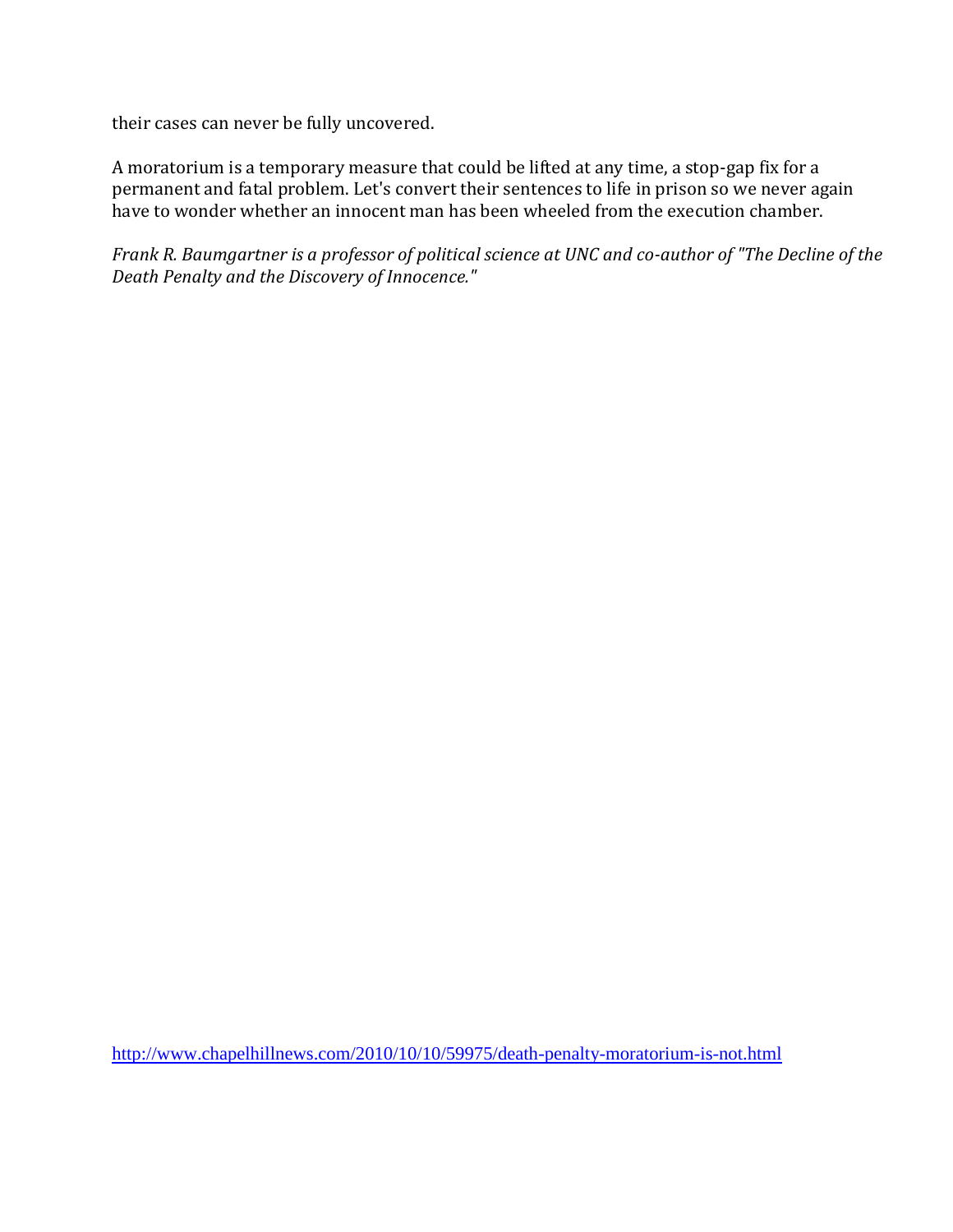their cases can never be fully uncovered.

A moratorium is a temporary measure that could be lifted at any time, a stop-gap fix for a permanent and fatal problem. Let's convert their sentences to life in prison so we never again have to wonder whether an innocent man has been wheeled from the execution chamber.

*Frank R. Baumgartner is a professor of political science at UNC and co-author of "The Decline of the Death Penalty and the Discovery of Innocence."*

http://www.chapelhillnews.com/2010/10/10/59975/death-penalty-moratorium-is-not.html